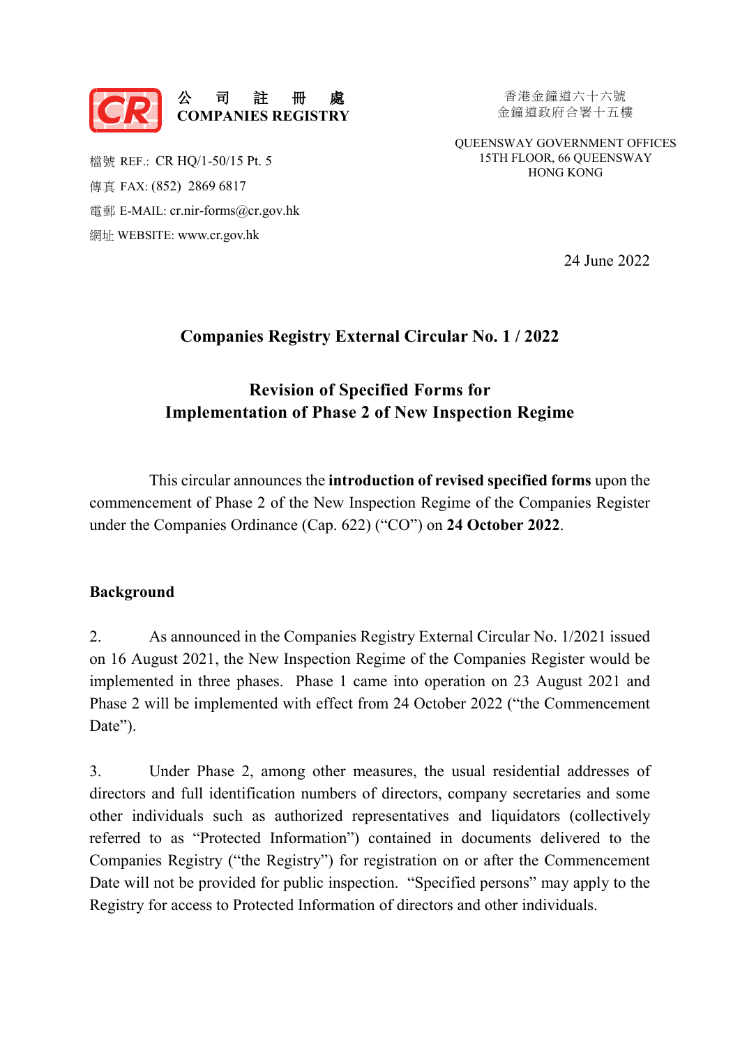公　司　註　冊　處
COMPANIES REGISTRY

香港金鐘道六十六號
金鐘道政府合署十五樓

QUEENSWAY GOVERNMENT OFFICES
15TH FLOOR, 66 QUEENSWAY
HONG KONG

檔號 REF.: CR HQ/1-50/15 Pt. 5
傳真 FAX: (852) 2869 6817
電郵 E-MAIL: cr.nir-forms@cr.gov.hk
網址 WEBSITE: www.cr.gov.hk

24 June 2022

## Companies Registry External Circular No. 1 / 2022

## Revision of Specified Forms for Implementation of Phase 2 of New Inspection Regime

This circular announces the **introduction of revised specified forms** upon the commencement of Phase 2 of the New Inspection Regime of the Companies Register under the Companies Ordinance (Cap. 622) ("CO") on **24 October 2022**.

### Background

2. As announced in the Companies Registry External Circular No. 1/2021 issued on 16 August 2021, the New Inspection Regime of the Companies Register would be implemented in three phases. Phase 1 came into operation on 23 August 2021 and Phase 2 will be implemented with effect from 24 October 2022 ("the Commencement Date").

3. Under Phase 2, among other measures, the usual residential addresses of directors and full identification numbers of directors, company secretaries and some other individuals such as authorized representatives and liquidators (collectively referred to as "Protected Information") contained in documents delivered to the Companies Registry ("the Registry") for registration on or after the Commencement Date will not be provided for public inspection. "Specified persons" may apply to the Registry for access to Protected Information of directors and other individuals.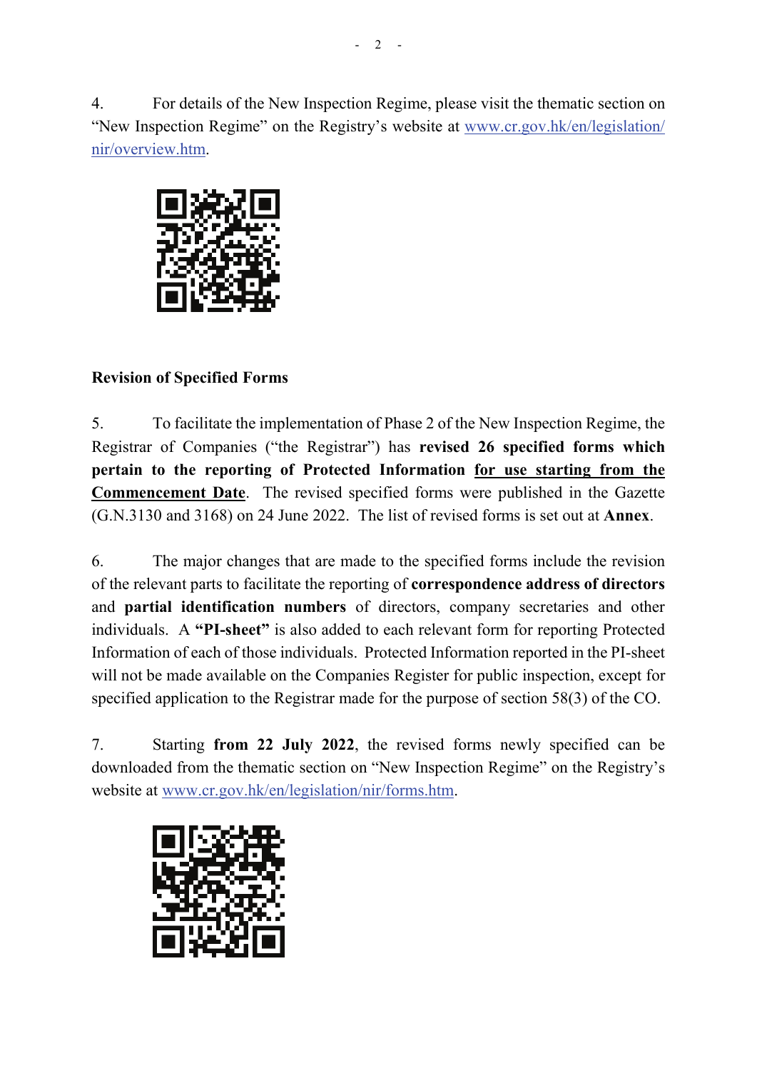4. For details of the New Inspection Regime, please visit the thematic section on "New Inspection Regime" on the Registry's website at www.cr.gov.hk/en/legislation/nir/overview.htm.

**Revision of Specified Forms**

5. To facilitate the implementation of Phase 2 of the New Inspection Regime, the Registrar of Companies ("the Registrar") has **revised 26 specified forms which pertain to the reporting of Protected Information** **for use starting from the Commencement Date**. The revised specified forms were published in the Gazette (G.N.3130 and 3168) on 24 June 2022. The list of revised forms is set out at **Annex**.

6. The major changes that are made to the specified forms include the revision of the relevant parts to facilitate the reporting of **correspondence address of directors** and **partial identification numbers** of directors, company secretaries and other individuals. A **"PI-sheet"** is also added to each relevant form for reporting Protected Information of each of those individuals. Protected Information reported in the PI-sheet will not be made available on the Companies Register for public inspection, except for specified application to the Registrar made for the purpose of section 58(3) of the CO.

7. Starting **from 22 July 2022**, the revised forms newly specified can be downloaded from the thematic section on "New Inspection Regime" on the Registry's website at www.cr.gov.hk/en/legislation/nir/forms.htm.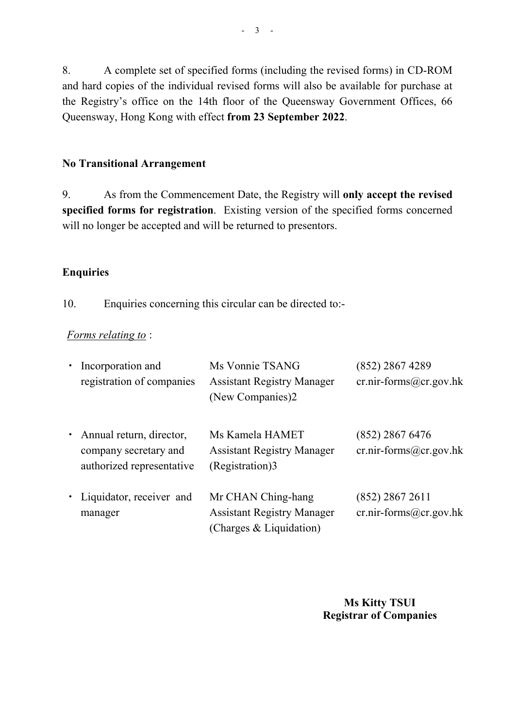8. A complete set of specified forms (including the revised forms) in CD-ROM and hard copies of the individual revised forms will also be available for purchase at the Registry's office on the 14th floor of the Queensway Government Offices, 66 Queensway, Hong Kong with effect **from 23 September 2022**.

## No Transitional Arrangement

9. As from the Commencement Date, the Registry will **only accept the revised specified forms for registration**. Existing version of the specified forms concerned will no longer be accepted and will be returned to presentors.

## Enquiries

10. Enquiries concerning this circular can be directed to:-

*Forms relating to* :

| | | |
|---|---|---|
| • Incorporation and registration of companies | Ms Vonnie TSANG<br>Assistant Registry Manager (New Companies)2 | (852) 2867 4289<br>cr.nir-forms@cr.gov.hk |
| • Annual return, director, company secretary and authorized representative | Ms Kamela HAMET<br>Assistant Registry Manager (Registration)3 | (852) 2867 6476<br>cr.nir-forms@cr.gov.hk |
| • Liquidator, receiver and manager | Mr CHAN Ching-hang<br>Assistant Registry Manager (Charges & Liquidation) | (852) 2867 2611<br>cr.nir-forms@cr.gov.hk |

**Ms Kitty TSUI**
**Registrar of Companies**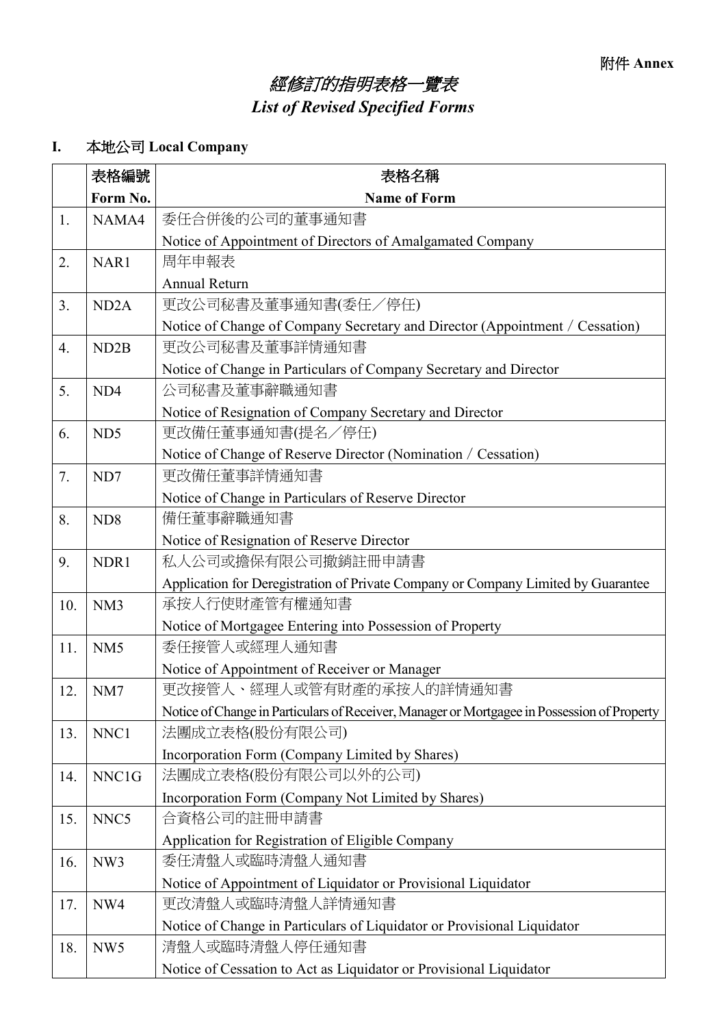附件 **Annex**

# *經修訂的指明表格一覽表*
# *List of Revised Specified Forms*

## I. 本地公司 Local Company

| | 表格編號 Form No. | 表格名稱 Name of Form |
|---|---|---|
| 1. | NAMA4 | 委任合併後的公司的董事通知書<br>Notice of Appointment of Directors of Amalgamated Company |
| 2. | NAR1 | 周年申報表<br>Annual Return |
| 3. | ND2A | 更改公司秘書及董事通知書(委任／停任)<br>Notice of Change of Company Secretary and Director (Appointment / Cessation) |
| 4. | ND2B | 更改公司秘書及董事詳情通知書<br>Notice of Change in Particulars of Company Secretary and Director |
| 5. | ND4 | 公司秘書及董事辭職通知書<br>Notice of Resignation of Company Secretary and Director |
| 6. | ND5 | 更改備任董事通知書(提名／停任)<br>Notice of Change of Reserve Director (Nomination / Cessation) |
| 7. | ND7 | 更改備任董事詳情通知書<br>Notice of Change in Particulars of Reserve Director |
| 8. | ND8 | 備任董事辭職通知書<br>Notice of Resignation of Reserve Director |
| 9. | NDR1 | 私人公司或擔保有限公司撤銷註冊申請書<br>Application for Deregistration of Private Company or Company Limited by Guarantee |
| 10. | NM3 | 承按人行使財產管有權通知書<br>Notice of Mortgagee Entering into Possession of Property |
| 11. | NM5 | 委任接管人或經理人通知書<br>Notice of Appointment of Receiver or Manager |
| 12. | NM7 | 更改接管人、經理人或管有財產的承按人的詳情通知書<br>Notice of Change in Particulars of Receiver, Manager or Mortgagee in Possession of Property |
| 13. | NNC1 | 法團成立表格(股份有限公司)<br>Incorporation Form (Company Limited by Shares) |
| 14. | NNC1G | 法團成立表格(股份有限公司以外的公司)<br>Incorporation Form (Company Not Limited by Shares) |
| 15. | NNC5 | 合資格公司的註冊申請書<br>Application for Registration of Eligible Company |
| 16. | NW3 | 委任清盤人或臨時清盤人通知書<br>Notice of Appointment of Liquidator or Provisional Liquidator |
| 17. | NW4 | 更改清盤人或臨時清盤人詳情通知書<br>Notice of Change in Particulars of Liquidator or Provisional Liquidator |
| 18. | NW5 | 清盤人或臨時清盤人停任通知書<br>Notice of Cessation to Act as Liquidator or Provisional Liquidator |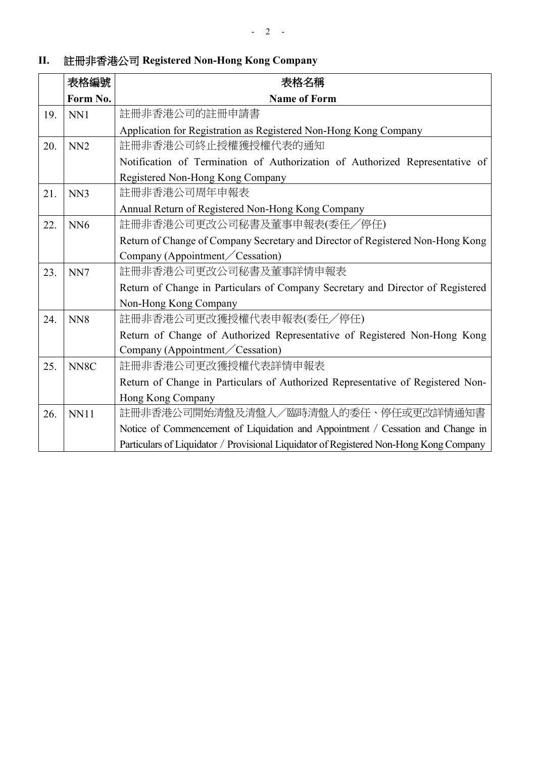## II. 註冊非香港公司 Registered Non-Hong Kong Company

| | 表格編號<br>Form No. | 表格名稱<br>Name of Form |
|---|---|---|
| 19. | NN1 | 註冊非香港公司的註冊申請書<br>Application for Registration as Registered Non-Hong Kong Company |
| 20. | NN2 | 註冊非香港公司終止授權獲授權代表的通知<br>Notification of Termination of Authorization of Authorized Representative of Registered Non-Hong Kong Company |
| 21. | NN3 | 註冊非香港公司周年申報表<br>Annual Return of Registered Non-Hong Kong Company |
| 22. | NN6 | 註冊非香港公司更改公司秘書及董事申報表(委任／停任)<br>Return of Change of Company Secretary and Director of Registered Non-Hong Kong Company (Appointment／Cessation) |
| 23. | NN7 | 註冊非香港公司更改公司秘書及董事詳情申報表<br>Return of Change in Particulars of Company Secretary and Director of Registered Non-Hong Kong Company |
| 24. | NN8 | 註冊非香港公司更改獲授權代表申報表(委任／停任)<br>Return of Change of Authorized Representative of Registered Non-Hong Kong Company (Appointment／Cessation) |
| 25. | NN8C | 註冊非香港公司更改獲授權代表詳情申報表<br>Return of Change in Particulars of Authorized Representative of Registered Non-Hong Kong Company |
| 26. | NN11 | 註冊非香港公司開始清盤及清盤人／臨時清盤人的委任、停任或更改詳情通知書<br>Notice of Commencement of Liquidation and Appointment / Cessation and Change in Particulars of Liquidator / Provisional Liquidator of Registered Non-Hong Kong Company |